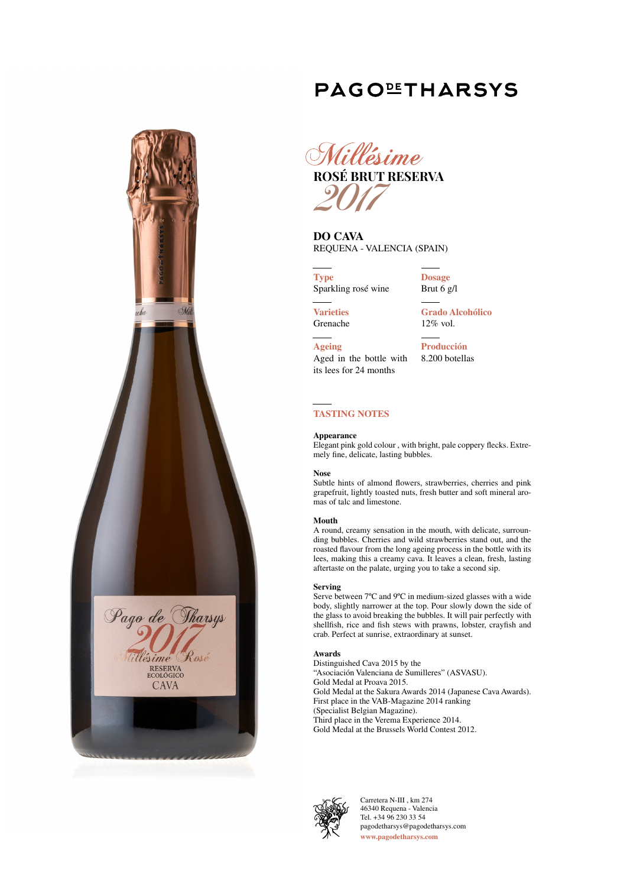# PAGO DE THARSYS

## *Millésime*

## ROSÉ BRUT RESERVA

## *2017*

**DO CAVA**
REQUENA - VALENCIA (SPAIN)

**Type**
Sparkling rosé wine

**Dosage**
Brut 6 g/l

**Varieties**
Grenache

**Grado Alcohólico**
12% vol.

**Ageing**
Aged in the bottle with its lees for 24 months

**Producción**
8.200 botellas

### TASTING NOTES

**Appearance**
Elegant pink gold colour , with bright, pale coppery flecks. Extremely fine, delicate, lasting bubbles.

**Nose**
Subtle hints of almond flowers, strawberries, cherries and pink grapefruit, lightly toasted nuts, fresh butter and soft mineral aromas of talc and limestone.

**Mouth**
A round, creamy sensation in the mouth, with delicate, surrounding bubbles. Cherries and wild strawberries stand out, and the roasted flavour from the long ageing process in the bottle with its lees, making this a creamy cava. It leaves a clean, fresh, lasting aftertaste on the palate, urging you to take a second sip.

**Serving**
Serve between 7ºC and 9ºC in medium-sized glasses with a wide body, slightly narrower at the top. Pour slowly down the side of the glass to avoid breaking the bubbles. It will pair perfectly with shellfish, rice and fish stews with prawns, lobster, crayfish and crab. Perfect at sunrise, extraordinary at sunset.

**Awards**
Distinguished Cava 2015 by the
"Asociación Valenciana de Sumilleres" (ASVASU).
Gold Medal at Proava 2015.
Gold Medal at the Sakura Awards 2014 (Japanese Cava Awards).
First place in the VAB-Magazine 2014 ranking
(Specialist Belgian Magazine).
Third place in the Verema Experience 2014.
Gold Medal at the Brussels World Contest 2012.

Carretera N-III , km 274
46340 Requena - Valencia
Tel. +34 96 230 33 54
pagodetharsys@pagodetharsys.com
www.pagodetharsys.com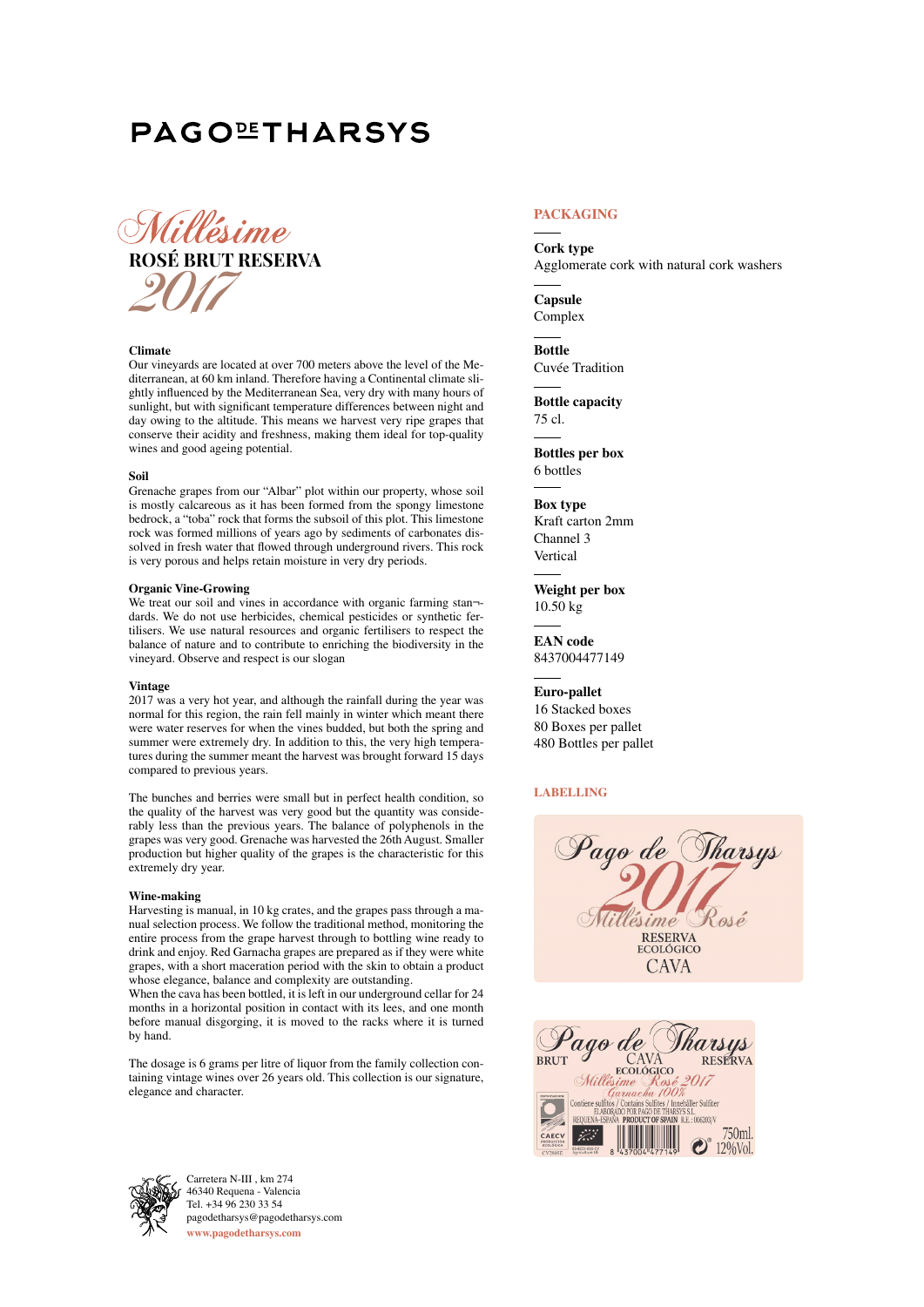# PAGO DE THARSYS

*Millésime*

## ROSÉ BRUT RESERVA

*2017*

### Climate

Our vineyards are located at over 700 meters above the level of the Mediterranean, at 60 km inland. Therefore having a Continental climate slightly influenced by the Mediterranean Sea, very dry with many hours of sunlight, but with significant temperature differences between night and day owing to the altitude. This means we harvest very ripe grapes that conserve their acidity and freshness, making them ideal for top-quality wines and good ageing potential.

### Soil

Grenache grapes from our "Albar" plot within our property, whose soil is mostly calcareous as it has been formed from the spongy limestone bedrock, a "toba" rock that forms the subsoil of this plot. This limestone rock was formed millions of years ago by sediments of carbonates dissolved in fresh water that flowed through underground rivers. This rock is very porous and helps retain moisture in very dry periods.

### Organic Vine-Growing

We treat our soil and vines in accordance with organic farming stan¬dards. We do not use herbicides, chemical pesticides or synthetic fertilisers. We use natural resources and organic fertilisers to respect the balance of nature and to contribute to enriching the biodiversity in the vineyard. Observe and respect is our slogan

### Vintage

2017 was a very hot year, and although the rainfall during the year was normal for this region, the rain fell mainly in winter which meant there were water reserves for when the vines budded, but both the spring and summer were extremely dry. In addition to this, the very high temperatures during the summer meant the harvest was brought forward 15 days compared to previous years.

The bunches and berries were small but in perfect health condition, so the quality of the harvest was very good but the quantity was considerably less than the previous years. The balance of polyphenols in the grapes was very good. Grenache was harvested the 26th August. Smaller production but higher quality of the grapes is the characteristic for this extremely dry year.

### Wine-making

Harvesting is manual, in 10 kg crates, and the grapes pass through a manual selection process. We follow the traditional method, monitoring the entire process from the grape harvest through to bottling wine ready to drink and enjoy. Red Garnacha grapes are prepared as if they were white grapes, with a short maceration period with the skin to obtain a product whose elegance, balance and complexity are outstanding.
When the cava has been bottled, it is left in our underground cellar for 24 months in a horizontal position in contact with its lees, and one month before manual disgorging, it is moved to the racks where it is turned by hand.

The dosage is 6 grams per litre of liquor from the family collection containing vintage wines over 26 years old. This collection is our signature, elegance and character.

## PACKAGING

**Cork type**
Agglomerate cork with natural cork washers

**Capsule**
Complex

**Bottle**
Cuvée Tradition

**Bottle capacity**
75 cl.

**Bottles per box**
6 bottles

**Box type**
Kraft carton 2mm
Channel 3
Vertical

**Weight per box**
10.50 kg

**EAN code**
8437004477149

**Euro-pallet**
16 Stacked boxes
80 Boxes per pallet
480 Bottles per pallet

## LABELLING

Pago de Tharsys
2017
Millésime Rosé
RESERVA
ECOLÓGICO
CAVA

BRUT
Pago de Tharsys
CAVA
RESERVA
ECOLÓGICO
Millésime Rosé 2017
Garnacha 100%
Contiene sulfitos / Contains Sulfites / Innehåller Sulfiter
ELABORADO POR PAGO DE THARSYS S.L.
REQUENA-ESPAÑA PRODUCT OF SPAIN R.E.: 006203/V
CAECV
750ml.
12%Vol.
8 437004 477149

Carretera N-III , km 274
46340 Requena - Valencia
Tel. +34 96 230 33 54
pagodetharsys@pagodetharsys.com
www.pagodetharsys.com